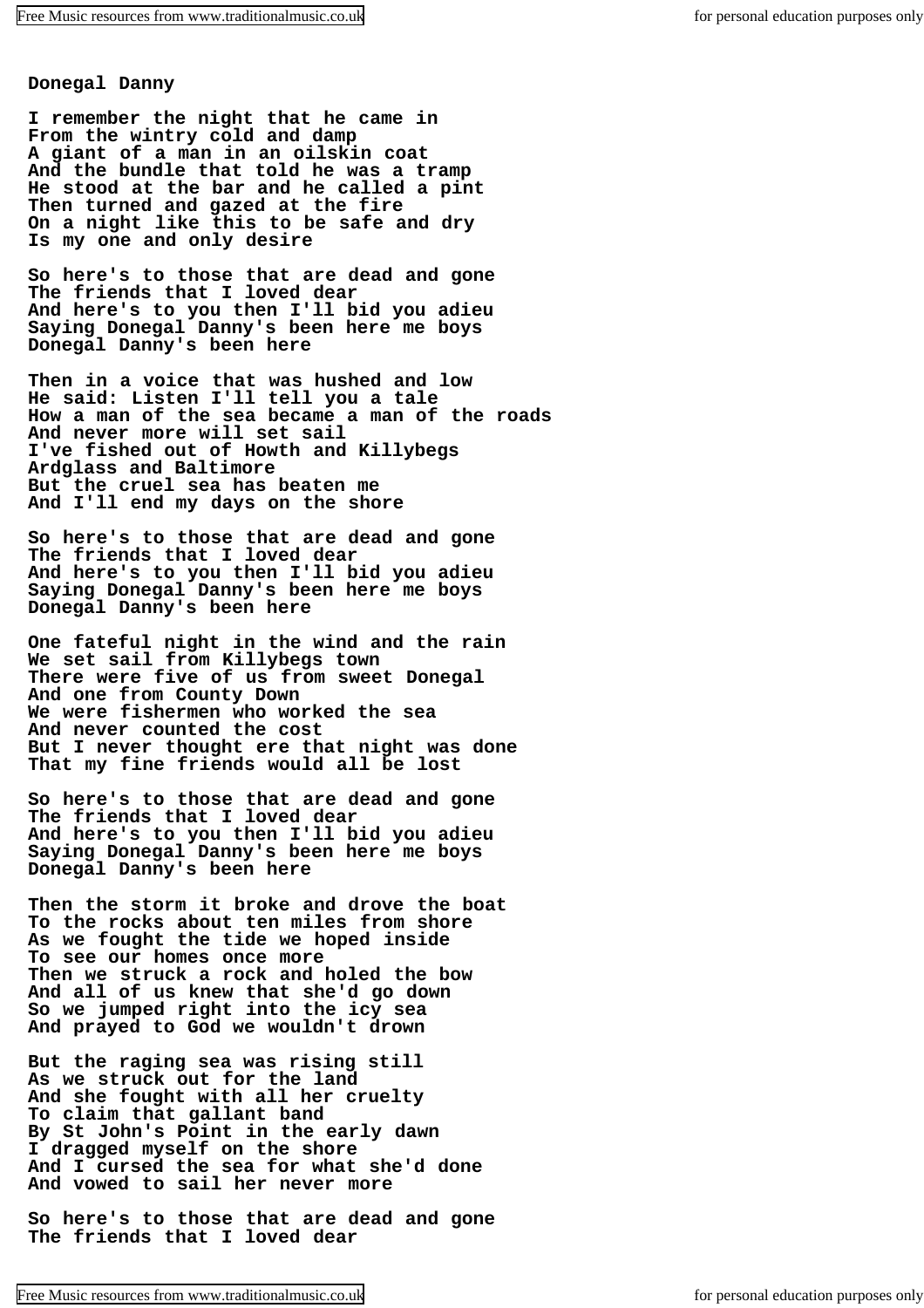# Donegal Danny

I remember the night that he came in
From the wintry cold and damp
A giant of a man in an oilskin coat
And the bundle that told he was a tramp
He stood at the bar and he called a pint
Then turned and gazed at the fire
On a night like this to be safe and dry
Is my one and only desire

So here's to those that are dead and gone
The friends that I loved dear
And here's to you then I'll bid you adieu
Saying Donegal Danny's been here me boys
Donegal Danny's been here

Then in a voice that was hushed and low
He said: Listen I'll tell you a tale
How a man of the sea became a man of the roads
And never more will set sail
I've fished out of Howth and Killybegs
Ardglass and Baltimore
But the cruel sea has beaten me
And I'll end my days on the shore

So here's to those that are dead and gone
The friends that I loved dear
And here's to you then I'll bid you adieu
Saying Donegal Danny's been here me boys
Donegal Danny's been here

One fateful night in the wind and the rain
We set sail from Killybegs town
There were five of us from sweet Donegal
And one from County Down
We were fishermen who worked the sea
And never counted the cost
But I never thought ere that night was done
That my fine friends would all be lost

So here's to those that are dead and gone
The friends that I loved dear
And here's to you then I'll bid you adieu
Saying Donegal Danny's been here me boys
Donegal Danny's been here

Then the storm it broke and drove the boat
To the rocks about ten miles from shore
As we fought the tide we hoped inside
To see our homes once more
Then we struck a rock and holed the bow
And all of us knew that she'd go down
So we jumped right into the icy sea
And prayed to God we wouldn't drown

But the raging sea was rising still
As we struck out for the land
And she fought with all her cruelty
To claim that gallant band
By St John's Point in the early dawn
I dragged myself on the shore
And I cursed the sea for what she'd done
And vowed to sail her never more

So here's to those that are dead and gone
The friends that I loved dear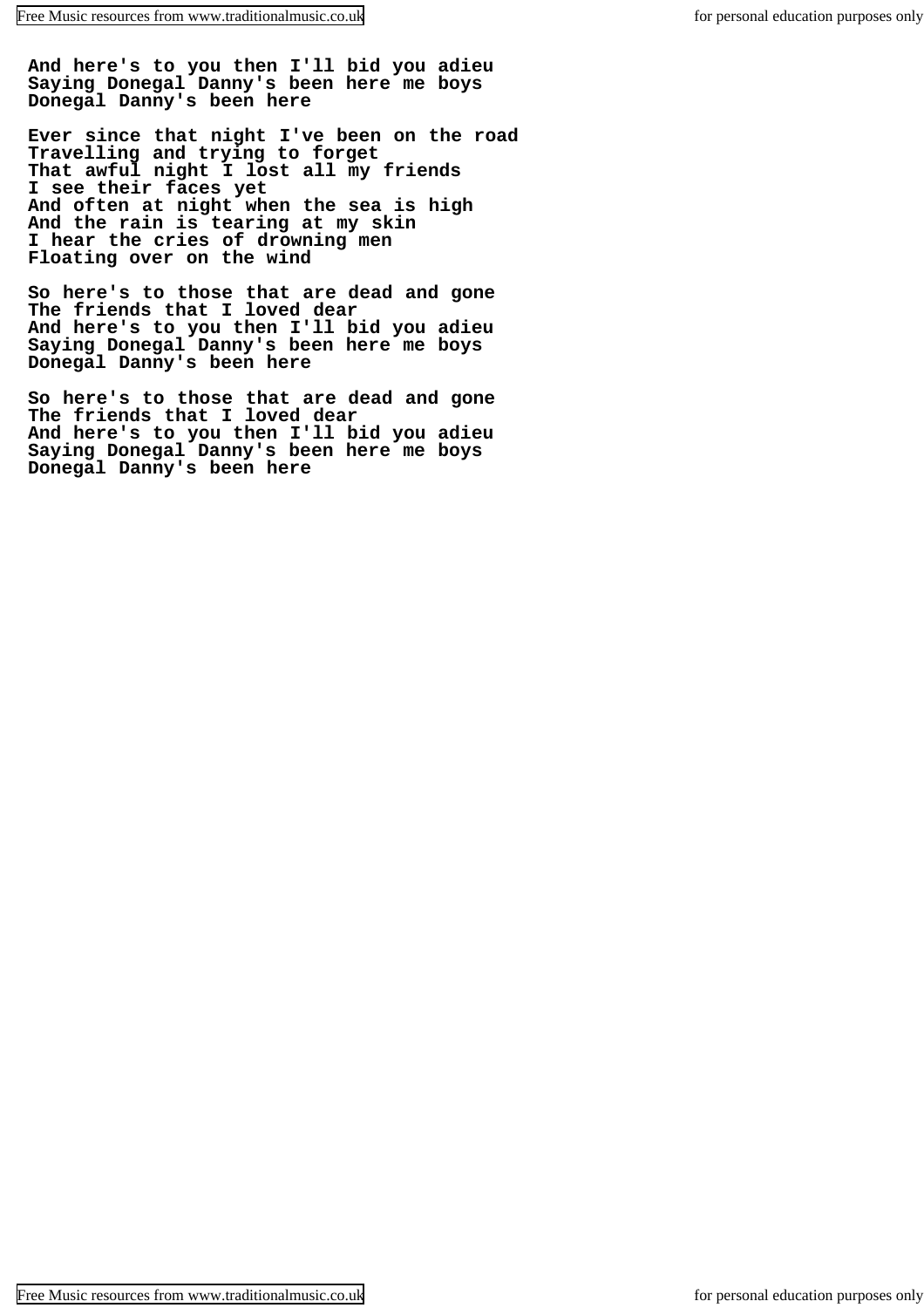**And here's to you then I'll bid you adieu**
**Saying Donegal Danny's been here me boys**
**Donegal Danny's been here**

**Ever since that night I've been on the road**
**Travelling and trying to forget**
**That awful night I lost all my friends**
**I see their faces yet**
**And often at night when the sea is high**
**And the rain is tearing at my skin**
**I hear the cries of drowning men**
**Floating over on the wind**

**So here's to those that are dead and gone**
**The friends that I loved dear**
**And here's to you then I'll bid you adieu**
**Saying Donegal Danny's been here me boys**
**Donegal Danny's been here**

**So here's to those that are dead and gone**
**The friends that I loved dear**
**And here's to you then I'll bid you adieu**
**Saying Donegal Danny's been here me boys**
**Donegal Danny's been here**